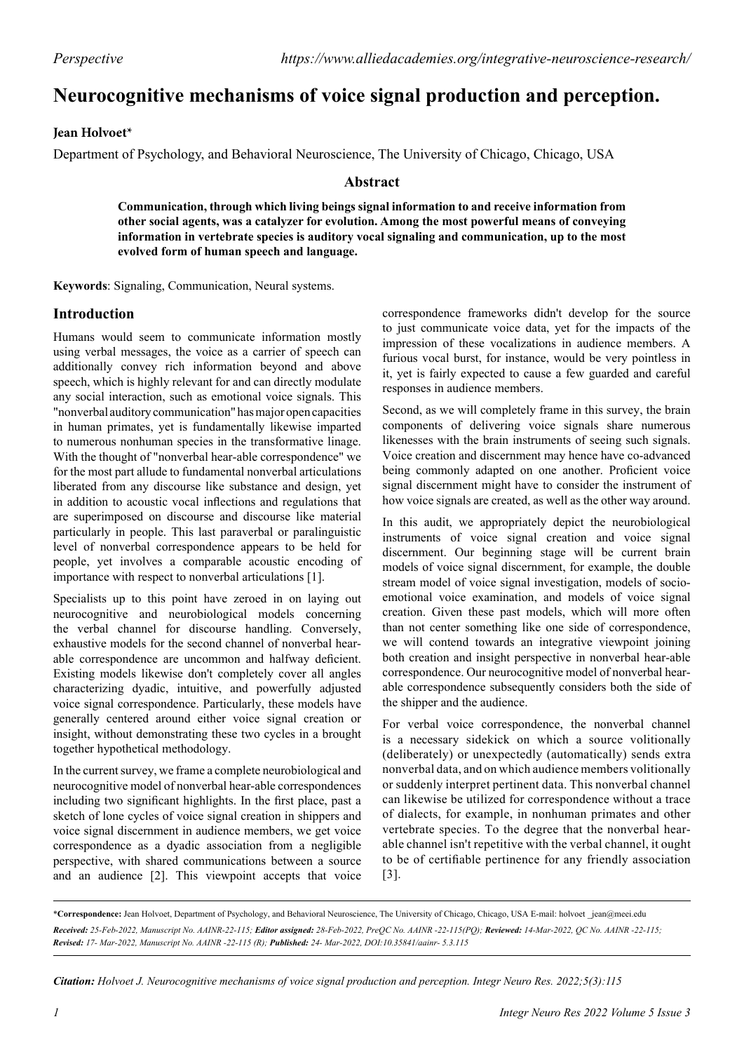Perspective https://www.alliedacademies.org/integrative-neuroscience-research/

# Neurocognitive mechanisms of voice signal production and perception.

**Jean Holvoet***

Department of Psychology, and Behavioral Neuroscience, The University of Chicago, Chicago, USA

## Abstract

**Communication, through which living beings signal information to and receive information from other social agents, was a catalyzer for evolution. Among the most powerful means of conveying information in vertebrate species is auditory vocal signaling and communication, up to the most evolved form of human speech and language.**

**Keywords**: Signaling, Communication, Neural systems.

## Introduction

Humans would seem to communicate information mostly using verbal messages, the voice as a carrier of speech can additionally convey rich information beyond and above speech, which is highly relevant for and can directly modulate any social interaction, such as emotional voice signals. This "nonverbal auditory communication" has major open capacities in human primates, yet is fundamentally likewise imparted to numerous nonhuman species in the transformative linage. With the thought of "nonverbal hear-able correspondence" we for the most part allude to fundamental nonverbal articulations liberated from any discourse like substance and design, yet in addition to acoustic vocal inflections and regulations that are superimposed on discourse and discourse like material particularly in people. This last paraverbal or paralinguistic level of nonverbal correspondence appears to be held for people, yet involves a comparable acoustic encoding of importance with respect to nonverbal articulations [1].

Specialists up to this point have zeroed in on laying out neurocognitive and neurobiological models concerning the verbal channel for discourse handling. Conversely, exhaustive models for the second channel of nonverbal hear-able correspondence are uncommon and halfway deficient. Existing models likewise don't completely cover all angles characterizing dyadic, intuitive, and powerfully adjusted voice signal correspondence. Particularly, these models have generally centered around either voice signal creation or insight, without demonstrating these two cycles in a brought together hypothetical methodology.

In the current survey, we frame a complete neurobiological and neurocognitive model of nonverbal hear-able correspondences including two significant highlights. In the first place, past a sketch of lone cycles of voice signal creation in shippers and voice signal discernment in audience members, we get voice correspondence as a dyadic association from a negligible perspective, with shared communications between a source and an audience [2]. This viewpoint accepts that voice correspondence frameworks didn't develop for the source to just communicate voice data, yet for the impacts of the impression of these vocalizations in audience members. A furious vocal burst, for instance, would be very pointless in it, yet is fairly expected to cause a few guarded and careful responses in audience members.

Second, as we will completely frame in this survey, the brain components of delivering voice signals share numerous likenesses with the brain instruments of seeing such signals. Voice creation and discernment may hence have co-advanced being commonly adapted on one another. Proficient voice signal discernment might have to consider the instrument of how voice signals are created, as well as the other way around.

In this audit, we appropriately depict the neurobiological instruments of voice signal creation and voice signal discernment. Our beginning stage will be current brain models of voice signal discernment, for example, the double stream model of voice signal investigation, models of socio-emotional voice examination, and models of voice signal creation. Given these past models, which will more often than not center something like one side of correspondence, we will contend towards an integrative viewpoint joining both creation and insight perspective in nonverbal hear-able correspondence. Our neurocognitive model of nonverbal hear-able correspondence subsequently considers both the side of the shipper and the audience.

For verbal voice correspondence, the nonverbal channel is a necessary sidekick on which a source volitionally (deliberately) or unexpectedly (automatically) sends extra nonverbal data, and on which audience members volitionally or suddenly interpret pertinent data. This nonverbal channel can likewise be utilized for correspondence without a trace of dialects, for example, in nonhuman primates and other vertebrate species. To the degree that the nonverbal hear-able channel isn't repetitive with the verbal channel, it ought to be of certifiable pertinence for any friendly association [3].

*__Correspondence:__ Jean Holvoet, Department of Psychology, and Behavioral Neuroscience, The University of Chicago, Chicago, USA E-mail: holvoet _jean@meei.edu

***Received:*** *25-Feb-2022, Manuscript No. AAINR-22-115;* ***Editor assigned:*** *28-Feb-2022, PreQC No. AAINR -22-115(PQ);* ***Reviewed:*** *14-Mar-2022, QC No. AAINR -22-115;* ***Revised:*** *17- Mar-2022, Manuscript No. AAINR -22-115 (R);* ***Published:*** *24- Mar-2022, DOI:10.35841/aainr- 5.3.115*

***Citation:*** *Holvoet J. Neurocognitive mechanisms of voice signal production and perception. Integr Neuro Res. 2022;5(3):115*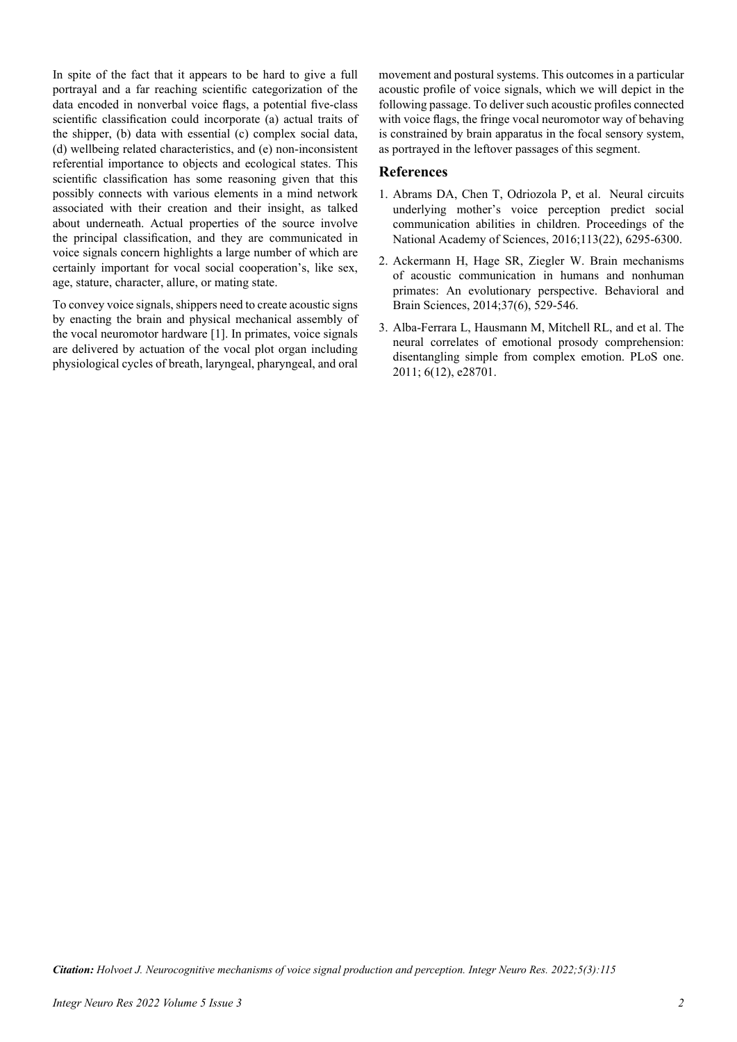In spite of the fact that it appears to be hard to give a full portrayal and a far reaching scientific categorization of the data encoded in nonverbal voice flags, a potential five-class scientific classification could incorporate (a) actual traits of the shipper, (b) data with essential (c) complex social data, (d) wellbeing related characteristics, and (e) non-inconsistent referential importance to objects and ecological states. This scientific classification has some reasoning given that this possibly connects with various elements in a mind network associated with their creation and their insight, as talked about underneath. Actual properties of the source involve the principal classification, and they are communicated in voice signals concern highlights a large number of which are certainly important for vocal social cooperation's, like sex, age, stature, character, allure, or mating state.

To convey voice signals, shippers need to create acoustic signs by enacting the brain and physical mechanical assembly of the vocal neuromotor hardware [1]. In primates, voice signals are delivered by actuation of the vocal plot organ including physiological cycles of breath, laryngeal, pharyngeal, and oral movement and postural systems. This outcomes in a particular acoustic profile of voice signals, which we will depict in the following passage. To deliver such acoustic profiles connected with voice flags, the fringe vocal neuromotor way of behaving is constrained by brain apparatus in the focal sensory system, as portrayed in the leftover passages of this segment.

## References

1. Abrams DA, Chen T, Odriozola P, et al. Neural circuits underlying mother's voice perception predict social communication abilities in children. Proceedings of the National Academy of Sciences, 2016;113(22), 6295-6300.
2. Ackermann H, Hage SR, Ziegler W. Brain mechanisms of acoustic communication in humans and nonhuman primates: An evolutionary perspective. Behavioral and Brain Sciences, 2014;37(6), 529-546.
3. Alba-Ferrara L, Hausmann M, Mitchell RL, and et al. The neural correlates of emotional prosody comprehension: disentangling simple from complex emotion. PLoS one. 2011; 6(12), e28701.

***Citation:*** *Holvoet J. Neurocognitive mechanisms of voice signal production and perception. Integr Neuro Res. 2022;5(3):115*